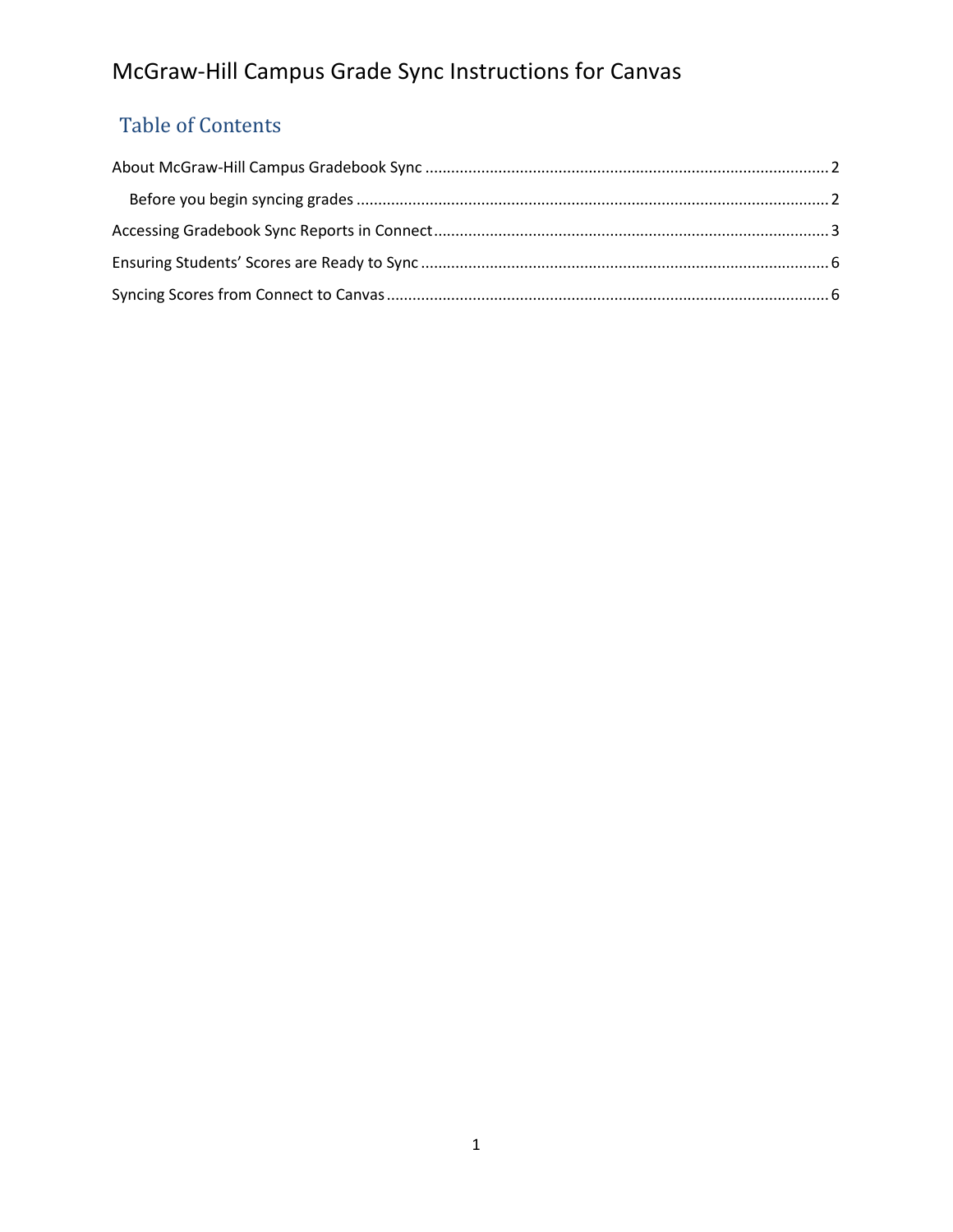# McGraw-Hill Campus Grade Sync Instructions for Canvas

## Table of Contents

About McGraw-Hill Campus Gradebook Sync ........................................ 2

- Before you begin syncing grades ........................................ 2

Accessing Gradebook Sync Reports in Connect ........................................ 3

Ensuring Students' Scores are Ready to Sync ........................................ 6

Syncing Scores from Connect to Canvas ........................................ 6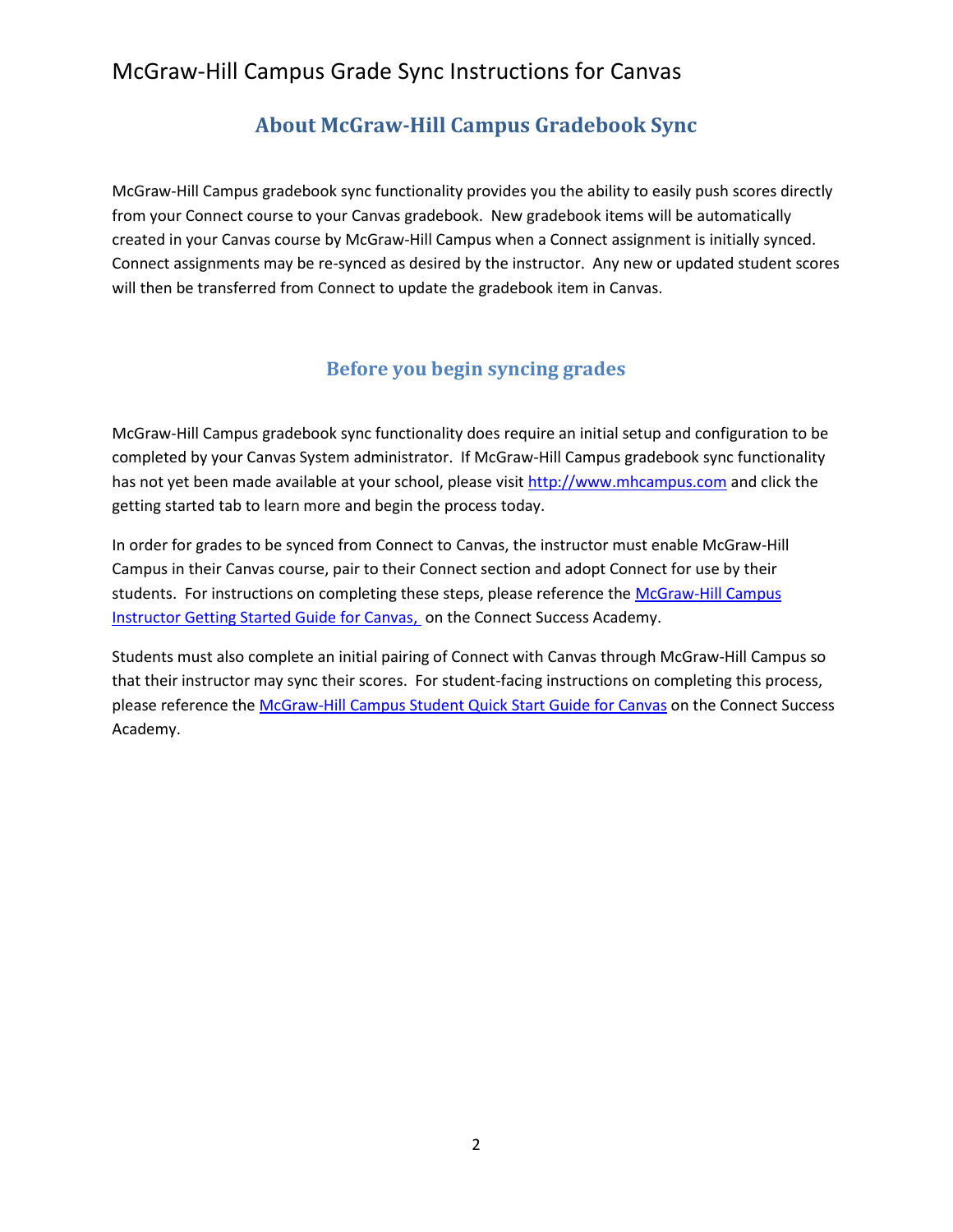# McGraw-Hill Campus Grade Sync Instructions for Canvas

## About McGraw-Hill Campus Gradebook Sync

McGraw-Hill Campus gradebook sync functionality provides you the ability to easily push scores directly from your Connect course to your Canvas gradebook. New gradebook items will be automatically created in your Canvas course by McGraw-Hill Campus when a Connect assignment is initially synced. Connect assignments may be re-synced as desired by the instructor. Any new or updated student scores will then be transferred from Connect to update the gradebook item in Canvas.

## Before you begin syncing grades

McGraw-Hill Campus gradebook sync functionality does require an initial setup and configuration to be completed by your Canvas System administrator. If McGraw-Hill Campus gradebook sync functionality has not yet been made available at your school, please visit http://www.mhcampus.com and click the getting started tab to learn more and begin the process today.

In order for grades to be synced from Connect to Canvas, the instructor must enable McGraw-Hill Campus in their Canvas course, pair to their Connect section and adopt Connect for use by their students. For instructions on completing these steps, please reference the McGraw-Hill Campus Instructor Getting Started Guide for Canvas, on the Connect Success Academy.

Students must also complete an initial pairing of Connect with Canvas through McGraw-Hill Campus so that their instructor may sync their scores. For student-facing instructions on completing this process, please reference the McGraw-Hill Campus Student Quick Start Guide for Canvas on the Connect Success Academy.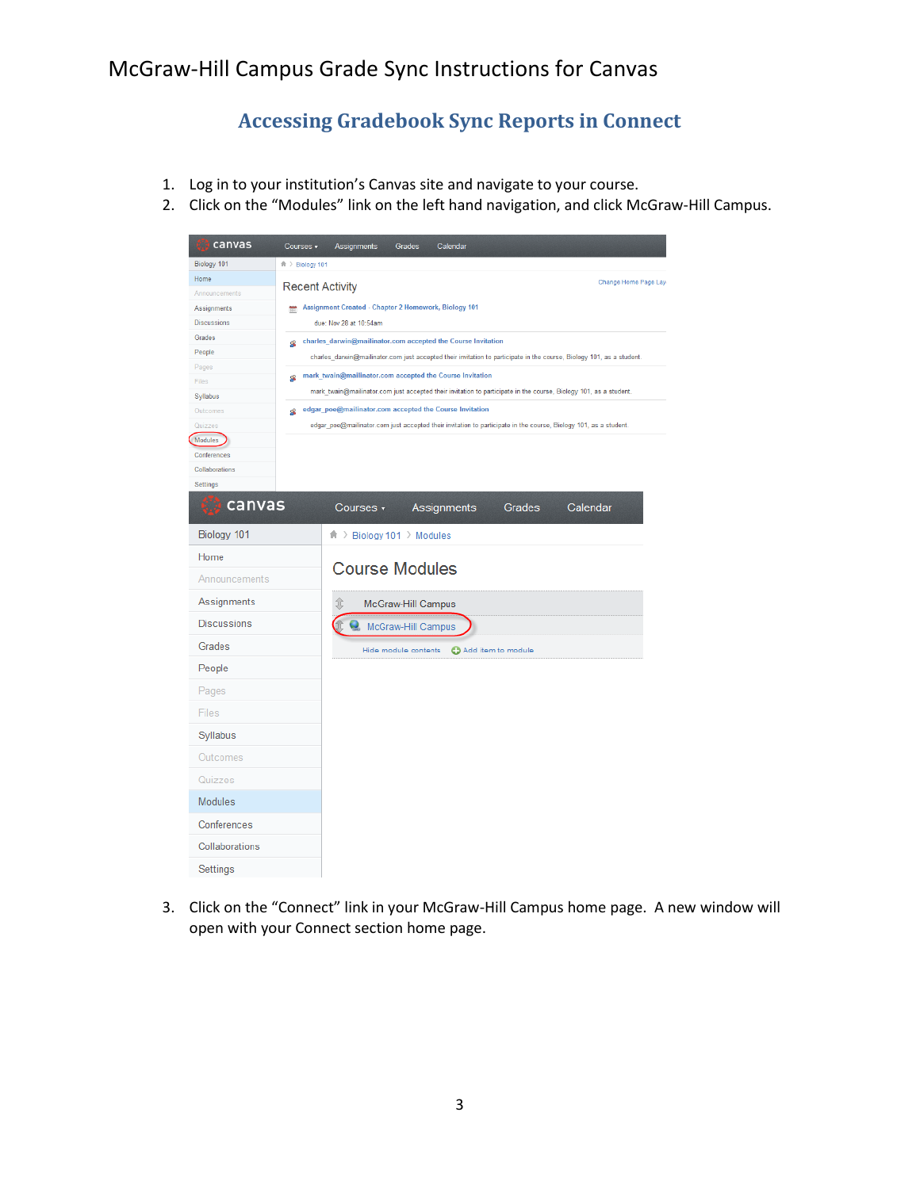# McGraw-Hill Campus Grade Sync Instructions for Canvas

## Accessing Gradebook Sync Reports in Connect

1. Log in to your institution's Canvas site and navigate to your course.
2. Click on the "Modules" link on the left hand navigation, and click McGraw-Hill Campus.

3. Click on the "Connect" link in your McGraw-Hill Campus home page. A new window will open with your Connect section home page.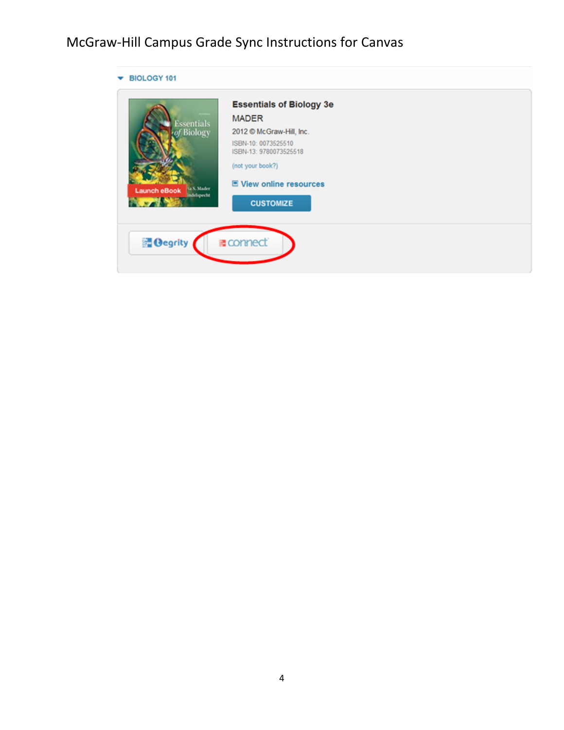BIOLOGY 101

**Essentials of Biology 3e**

MADER

2012 © McGraw-Hill, Inc.

ISBN-10: 0073525510

ISBN-13: 9780073525518

(not your book?)

View online resources

CUSTOMIZE

Launch eBook

Tegrity

connect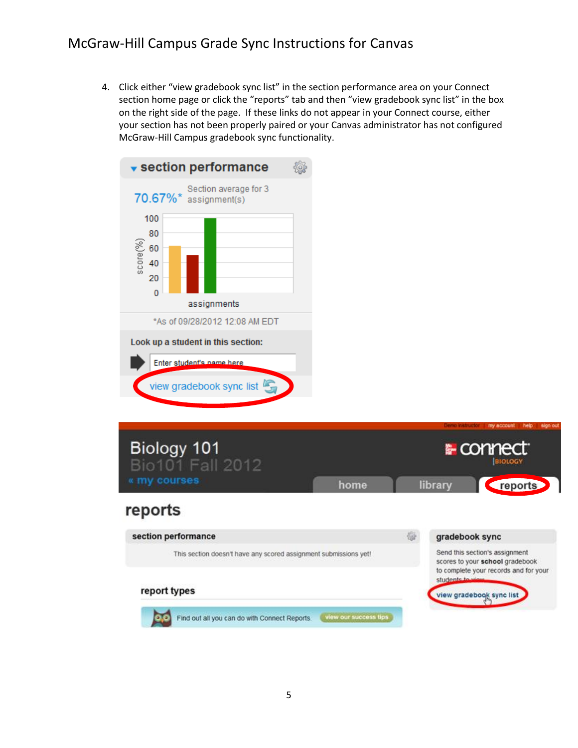4. Click either "view gradebook sync list" in the section performance area on your Connect section home page or click the "reports" tab and then "view gradebook sync list" in the box on the right side of the page. If these links do not appear in your Connect course, either your section has not been properly paired or your Canvas administrator has not configured McGraw-Hill Campus gradebook sync functionality.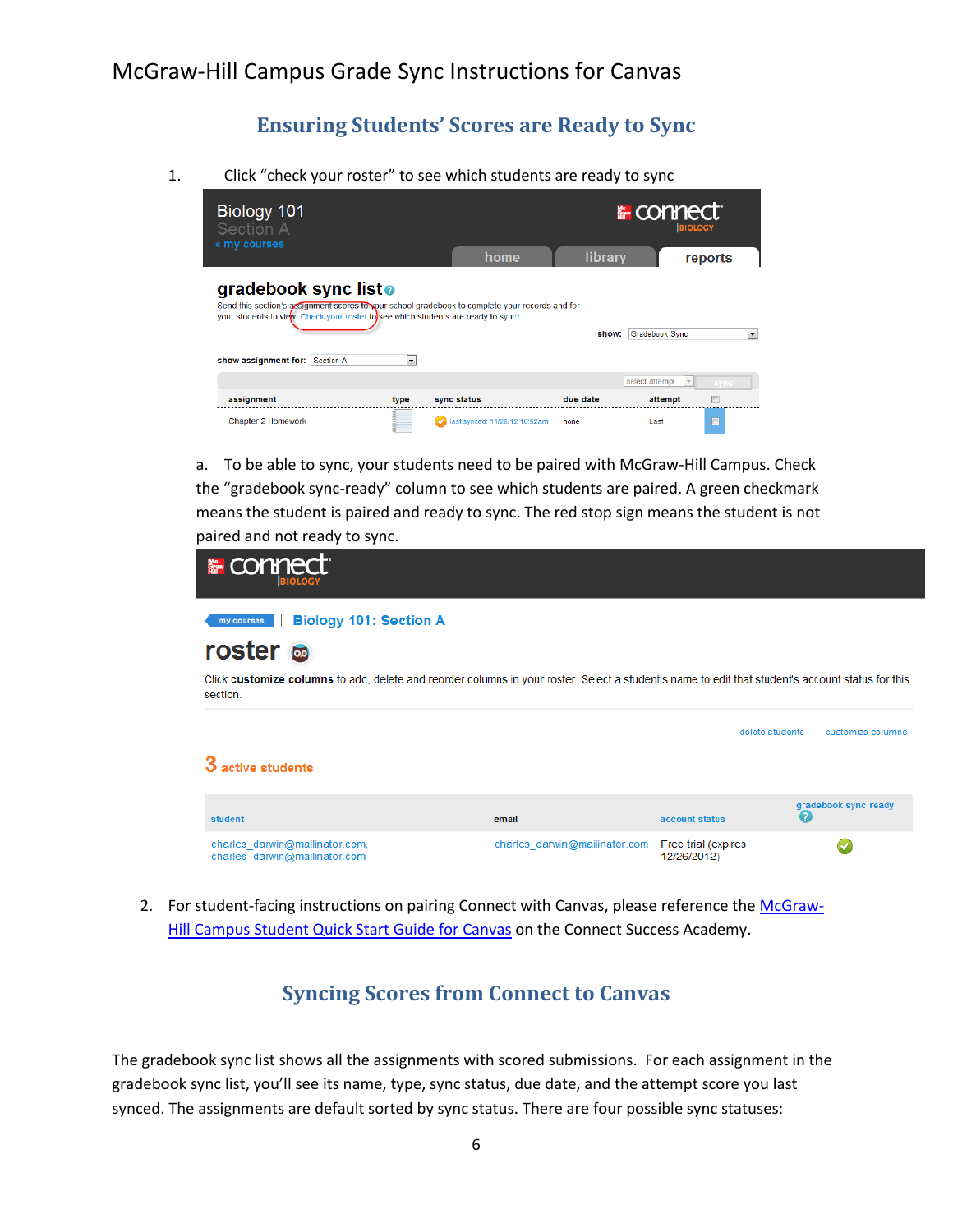## Ensuring Students' Scores are Ready to Sync

1. Click "check your roster" to see which students are ready to sync

   a. To be able to sync, your students need to be paired with McGraw-Hill Campus. Check the "gradebook sync-ready" column to see which students are paired. A green checkmark means the student is paired and ready to sync. The red stop sign means the student is not paired and not ready to sync.

2. For student-facing instructions on pairing Connect with Canvas, please reference the McGraw-Hill Campus Student Quick Start Guide for Canvas on the Connect Success Academy.

## Syncing Scores from Connect to Canvas

The gradebook sync list shows all the assignments with scored submissions. For each assignment in the gradebook sync list, you'll see its name, type, sync status, due date, and the attempt score you last synced. The assignments are default sorted by sync status. There are four possible sync statuses: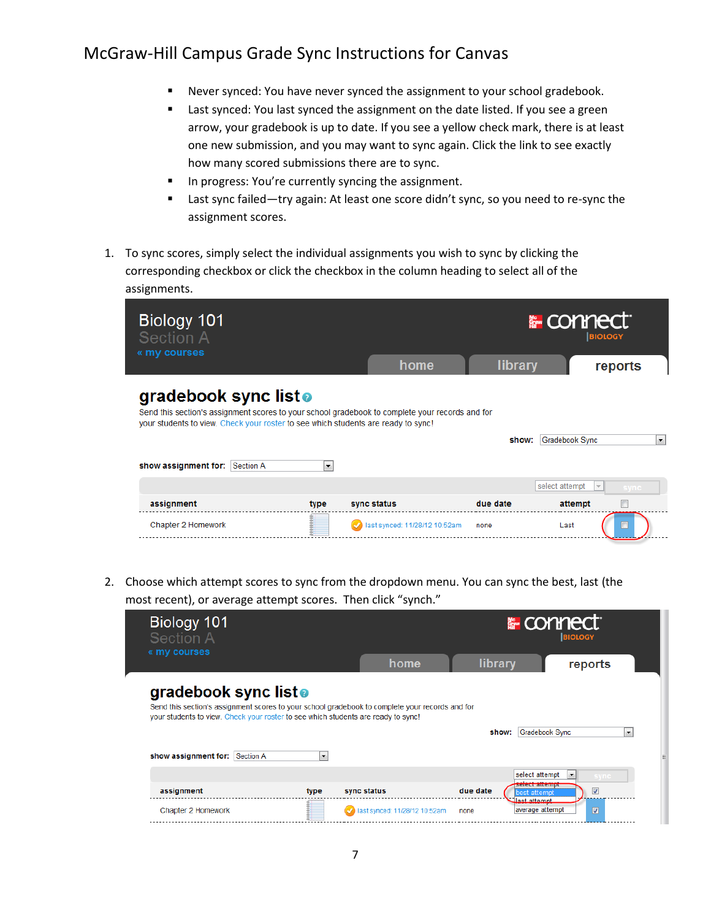- Never synced: You have never synced the assignment to your school gradebook.
- Last synced: You last synced the assignment on the date listed. If you see a green arrow, your gradebook is up to date. If you see a yellow check mark, there is at least one new submission, and you may want to sync again. Click the link to see exactly how many scored submissions there are to sync.
- In progress: You're currently syncing the assignment.
- Last sync failed—try again: At least one score didn't sync, so you need to re-sync the assignment scores.

1. To sync scores, simply select the individual assignments you wish to sync by clicking the corresponding checkbox or click the checkbox in the column heading to select all of the assignments.

2. Choose which attempt scores to sync from the dropdown menu. You can sync the best, last (the most recent), or average attempt scores. Then click "synch."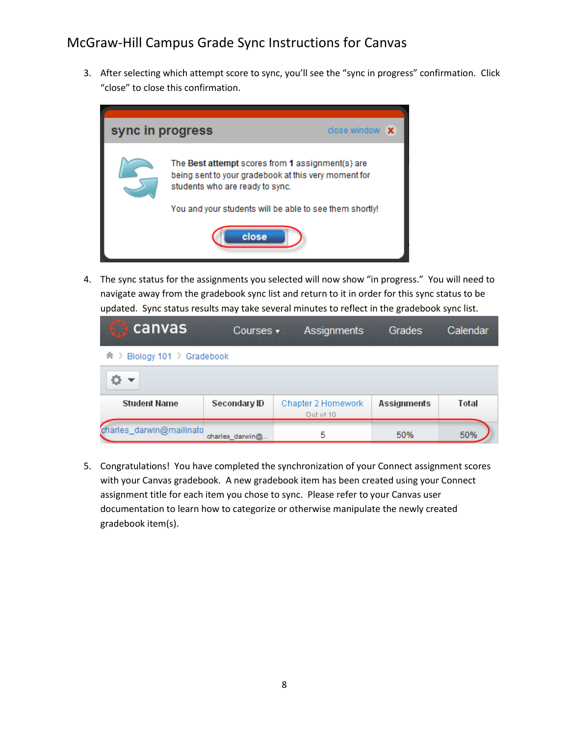3. After selecting which attempt score to sync, you'll see the "sync in progress" confirmation. Click "close" to close this confirmation.

sync in progress

close window

The **Best attempt** scores from **1** assignment(s) are being sent to your gradebook at this very moment for students who are ready to sync.

You and your students will be able to see them shortly!

close

4. The sync status for the assignments you selected will now show "in progress." You will need to navigate away from the gradebook sync list and return to it in order for this sync status to be updated. Sync status results may take several minutes to reflect in the gradebook sync list.

canvas Courses Assignments Grades Calendar

Biology 101 > Gradebook

| Student Name | Secondary ID | Chapter 2 Homework Out of 10 | Assignments | Total |
|---|---|---|---|---|
| charles_darwin@mailinato | charles_darwin@.. | 5 | 50% | 50% |

5. Congratulations! You have completed the synchronization of your Connect assignment scores with your Canvas gradebook. A new gradebook item has been created using your Connect assignment title for each item you chose to sync. Please refer to your Canvas user documentation to learn how to categorize or otherwise manipulate the newly created gradebook item(s).